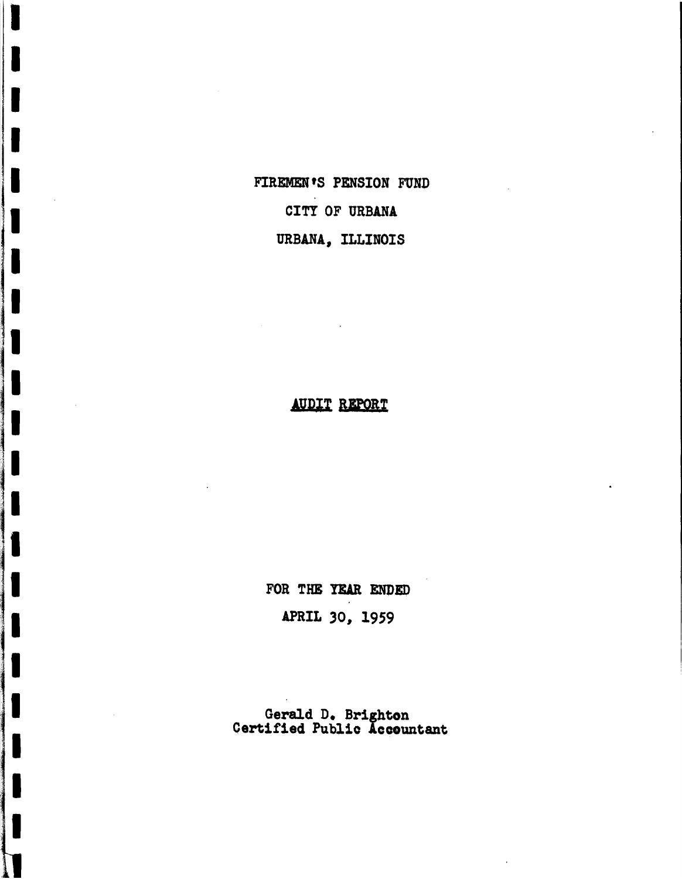FIREMEN'S PENSION FUND

CITY OF URBANA

URBANA, ILLINOIS

# AUDIT REPORT

FOR THE YEAR ENDED

APRIL 30, 1959

Gerald D. Brighton
Certified Public Accountant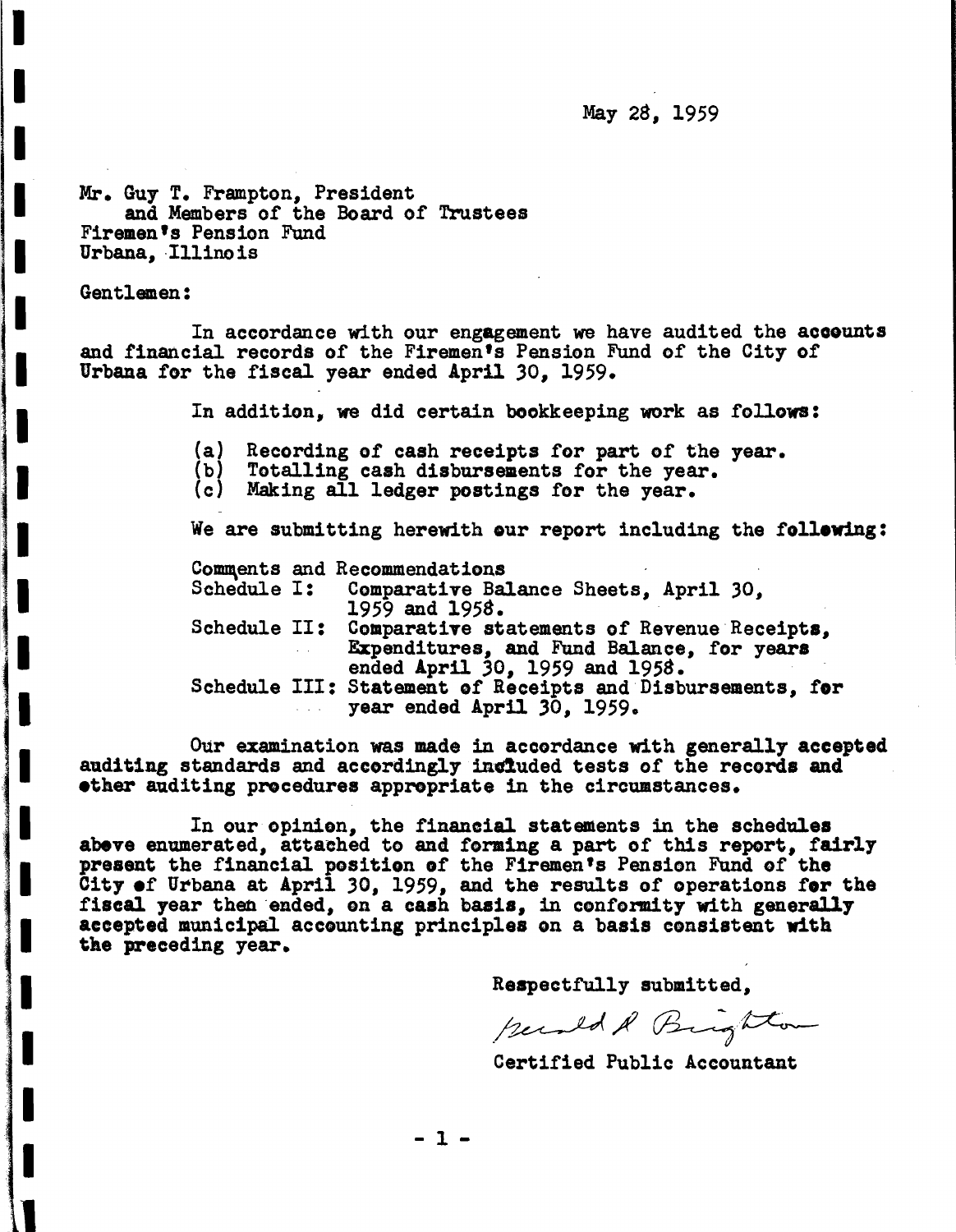May 28, 1959

Mr. Guy T. Frampton, President
and Members of the Board of Trustees
Firemen's Pension Fund
Urbana, Illinois

Gentlemen:

In accordance with our engagement we have audited the accounts and financial records of the Firemen's Pension Fund of the City of Urbana for the fiscal year ended April 30, 1959.

In addition, we did certain bookkeeping work as follows:

(a) Recording of cash receipts for part of the year.
(b) Totalling cash disbursements for the year.
(c) Making all ledger postings for the year.

We are submitting herewith our report including the following:

Comments and Recommendations
Schedule I: Comparative Balance Sheets, April 30, 1959 and 1958.
Schedule II: Comparative statements of Revenue Receipts, Expenditures, and Fund Balance, for years ended April 30, 1959 and 1958.
Schedule III: Statement of Receipts and Disbursements, for year ended April 30, 1959.

Our examination was made in accordance with generally accepted auditing standards and accordingly included tests of the records and other auditing procedures appropriate in the circumstances.

In our opinion, the financial statements in the schedules above enumerated, attached to and forming a part of this report, fairly present the financial position of the Firemen's Pension Fund of the City of Urbana at April 30, 1959, and the results of operations for the fiscal year then ended, on a cash basis, in conformity with generally accepted municipal accounting principles on a basis consistent with the preceding year.

Respectfully submitted,

Gerald R. Brighton

Certified Public Accountant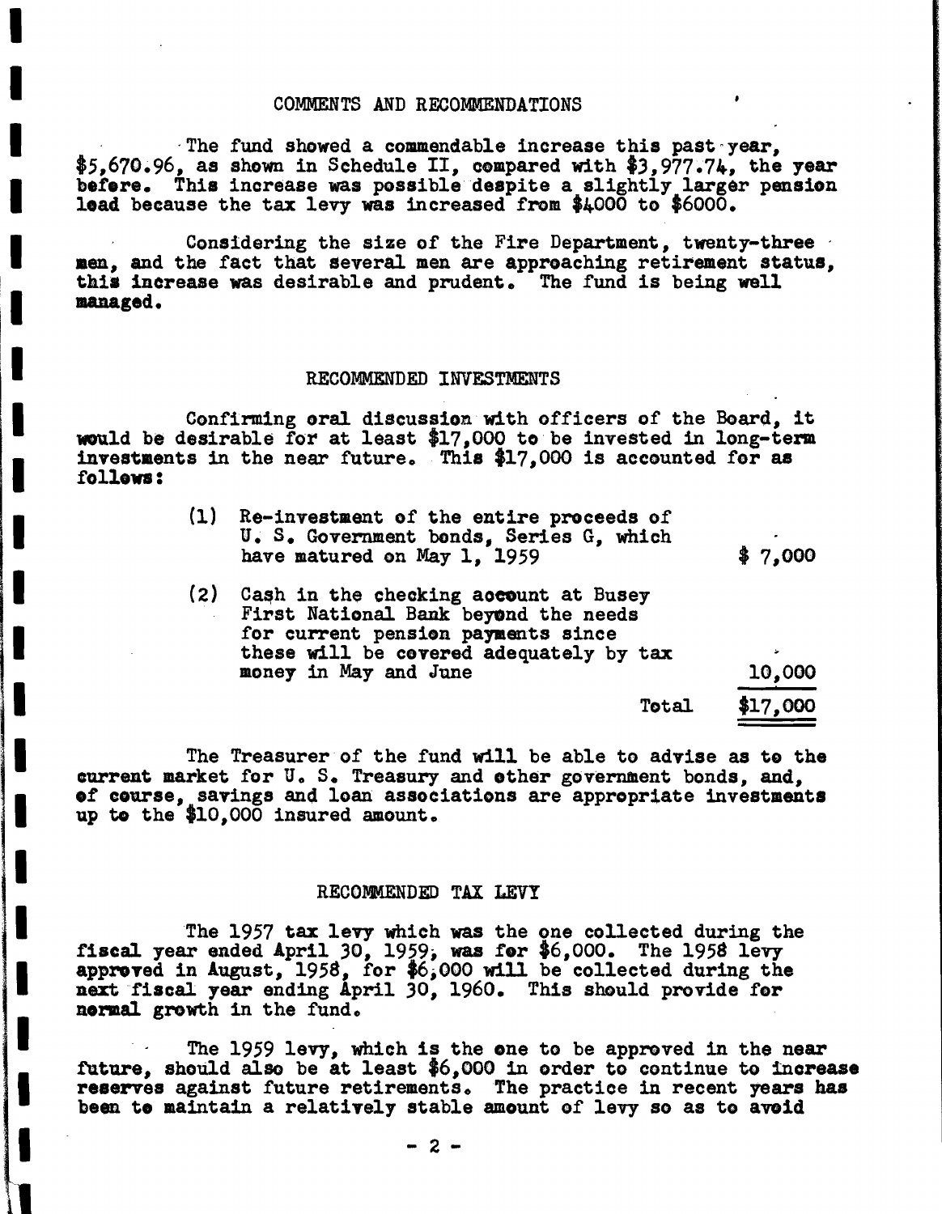## COMMENTS AND RECOMMENDATIONS

The fund showed a commendable increase this past year, $5,670.96, as shown in Schedule II, compared with $3,977.74, the year before. This increase was possible despite a slightly larger pension load because the tax levy was increased from $4000 to $6000.

Considering the size of the Fire Department, twenty-three men, and the fact that several men are approaching retirement status, this increase was desirable and prudent. The fund is being well managed.

## RECOMMENDED INVESTMENTS

Confirming oral discussion with officers of the Board, it would be desirable for at least $17,000 to be invested in long-term investments in the near future. This $17,000 is accounted for as follows:

| | | |
|---|---|---|
| (1) | Re-investment of the entire proceeds of U. S. Government bonds, Series G, which have matured on May 1, 1959 | $ 7,000 |
| (2) | Cash in the checking account at Busey First National Bank beyond the needs for current pension payments since these will be covered adequately by tax money in May and June | 10,000 |
| | Total | $17,000 |

The Treasurer of the fund will be able to advise as to the current market for U. S. Treasury and other government bonds, and, of course, savings and loan associations are appropriate investments up to the $10,000 insured amount.

## RECOMMENDED TAX LEVY

The 1957 tax levy which was the one collected during the fiscal year ended April 30, 1959, was for $6,000. The 1958 levy approved in August, 1958, for $6,000 will be collected during the next fiscal year ending April 30, 1960. This should provide for normal growth in the fund.

The 1959 levy, which is the one to be approved in the near future, should also be at least $6,000 in order to continue to increase reserves against future retirements. The practice in recent years has been to maintain a relatively stable amount of levy so as to avoid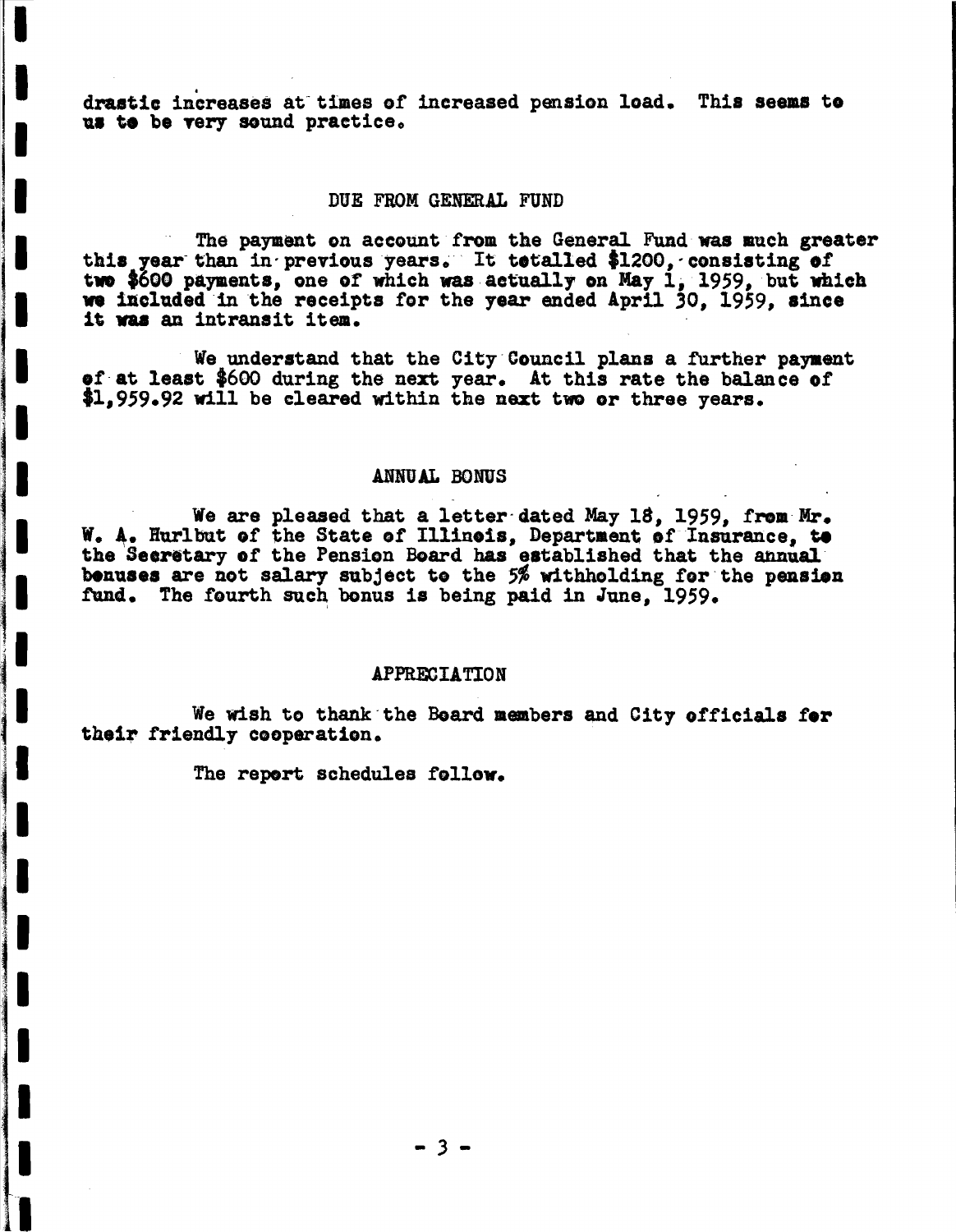drastic increases at times of increased pension load. This seems to us to be very sound practice.

## DUE FROM GENERAL FUND

The payment on account from the General Fund was much greater this year than in previous years. It totalled $1200, consisting of two $600 payments, one of which was actually on May 1, 1959, but which we included in the receipts for the year ended April 30, 1959, since it was an intransit item.

We understand that the City Council plans a further payment of at least $600 during the next year. At this rate the balance of $1,959.92 will be cleared within the next two or three years.

## ANNUAL BONUS

We are pleased that a letter dated May 18, 1959, from Mr. W. A. Hurlbut of the State of Illinois, Department of Insurance, to the Secretary of the Pension Board has established that the annual bonuses are not salary subject to the 5% withholding for the pension fund. The fourth such bonus is being paid in June, 1959.

## APPRECIATION

We wish to thank the Board members and City officials for their friendly cooperation.

The report schedules follow.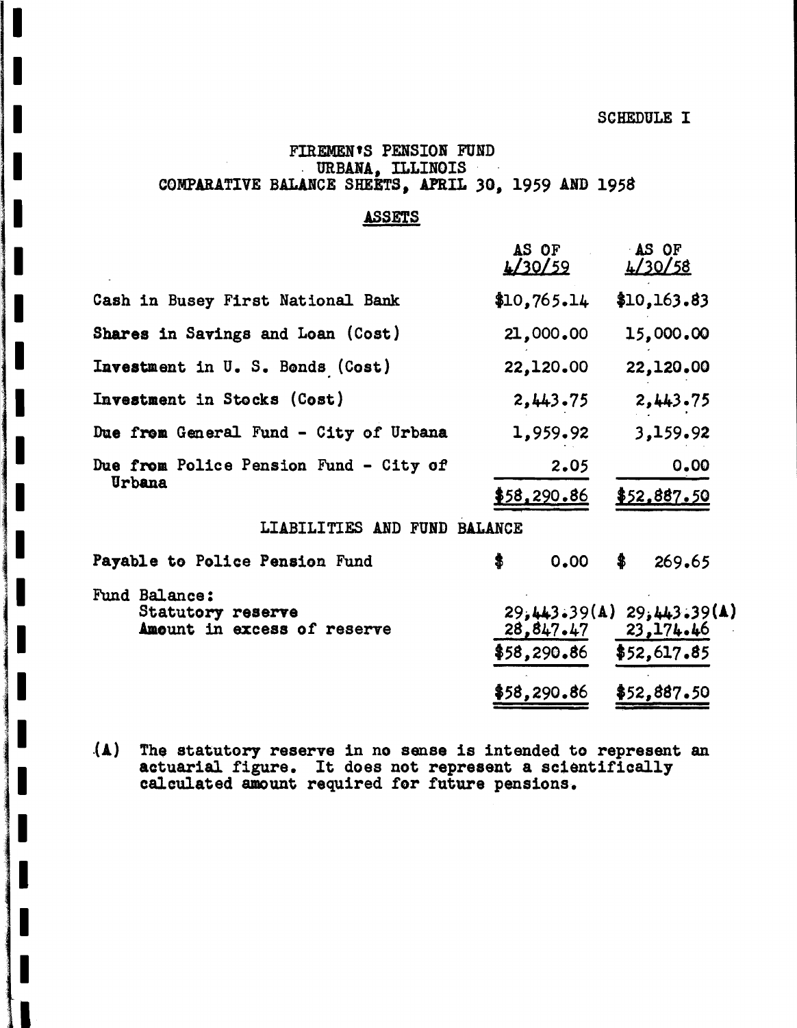SCHEDULE I

# FIREMEN'S PENSION FUND
## URBANA, ILLINOIS
## COMPARATIVE BALANCE SHEETS, APRIL 30, 1959 AND 1958

### ASSETS

| | AS OF 4/30/59 | AS OF 4/30/58 |
|---|---|---|
| Cash in Busey First National Bank | $10,765.14 | $10,163.83 |
| Shares in Savings and Loan (Cost) | 21,000.00 | 15,000.00 |
| Investment in U. S. Bonds (Cost) | 22,120.00 | 22,120.00 |
| Investment in Stocks (Cost) | 2,443.75 | 2,443.75 |
| Due from General Fund - City of Urbana | 1,959.92 | 3,159.92 |
| Due from Police Pension Fund - City of Urbana | 2.05 | 0.00 |
| | $58,290.86 | $52,887.50 |

### LIABILITIES AND FUND BALANCE

| | AS OF 4/30/59 | AS OF 4/30/58 |
|---|---|---|
| Payable to Police Pension Fund | $ 0.00 | $ 269.65 |
| Fund Balance: | | |
| Statutory reserve | 29,443.39(A) | 29,443.39(A) |
| Amount in excess of reserve | 28,847.47 | 23,174.46 |
| | $58,290.86 | $52,617.85 |
| | $58,290.86 | $52,887.50 |

(A) The statutory reserve in no sense is intended to represent an actuarial figure. It does not represent a scientifically calculated amount required for future pensions.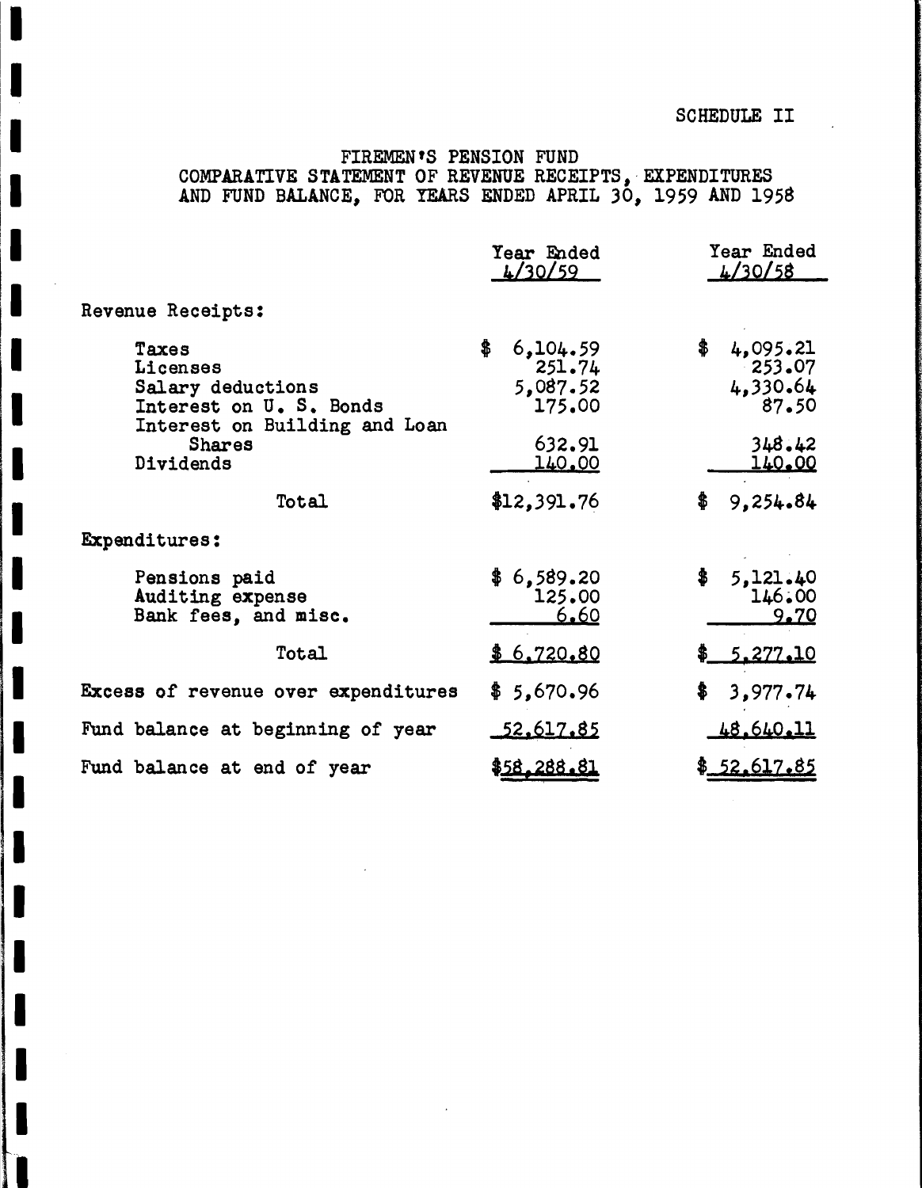SCHEDULE II

# FIREMEN'S PENSION FUND
## COMPARATIVE STATEMENT OF REVENUE RECEIPTS, EXPENDITURES AND FUND BALANCE, FOR YEARS ENDED APRIL 30, 1959 AND 1958

| | Year Ended 4/30/59 | Year Ended 4/30/58 |
|---|---|---|
| Revenue Receipts: | | |
| Taxes | $ 6,104.59 | $ 4,095.21 |
| Licenses | 251.74 | 253.07 |
| Salary deductions | 5,087.52 | 4,330.64 |
| Interest on U. S. Bonds | 175.00 | 87.50 |
| Interest on Building and Loan Shares | 632.91 | 348.42 |
| Dividends | 140.00 | 140.00 |
| Total | $12,391.76 | $ 9,254.84 |
| Expenditures: | | |
| Pensions paid | $ 6,589.20 | $ 5,121.40 |
| Auditing expense | 125.00 | 146.00 |
| Bank fees, and misc. | 6.60 | 9.70 |
| Total | $ 6,720.80 | $ 5,277.10 |
| Excess of revenue over expenditures | $ 5,670.96 | $ 3,977.74 |
| Fund balance at beginning of year | 52,617.85 | 48,640.11 |
| Fund balance at end of year | $58,288.81 | $ 52,617.85 |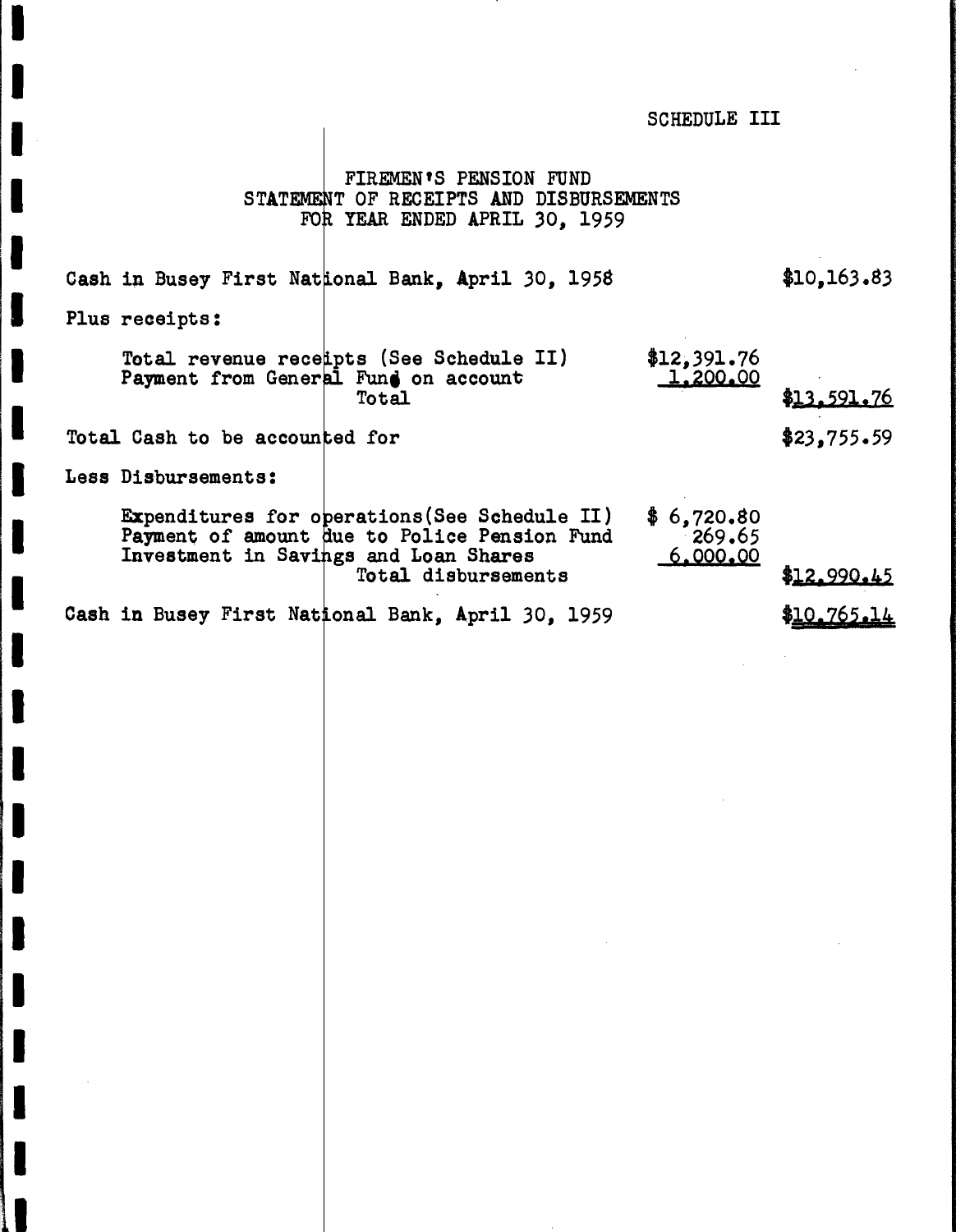SCHEDULE III

# FIREMEN'S PENSION FUND
## STATEMENT OF RECEIPTS AND DISBURSEMENTS
## FOR YEAR ENDED APRIL 30, 1959

| | | |
|---|---|---|
| Cash in Busey First National Bank, April 30, 1958 | | $10,163.83 |
| Plus receipts: | | |
| Total revenue receipts (See Schedule II) | $12,391.76 | |
| Payment from General Fund on account | 1,200.00 | |
| Total | | $13,591.76 |
| Total Cash to be accounted for | | $23,755.59 |
| Less Disbursements: | | |
| Expenditures for operations (See Schedule II) | $ 6,720.80 | |
| Payment of amount due to Police Pension Fund | 269.65 | |
| Investment in Savings and Loan Shares | 6,000.00 | |
| Total disbursements | | $12,990.45 |
| Cash in Busey First National Bank, April 30, 1959 | | $10,765.14 |